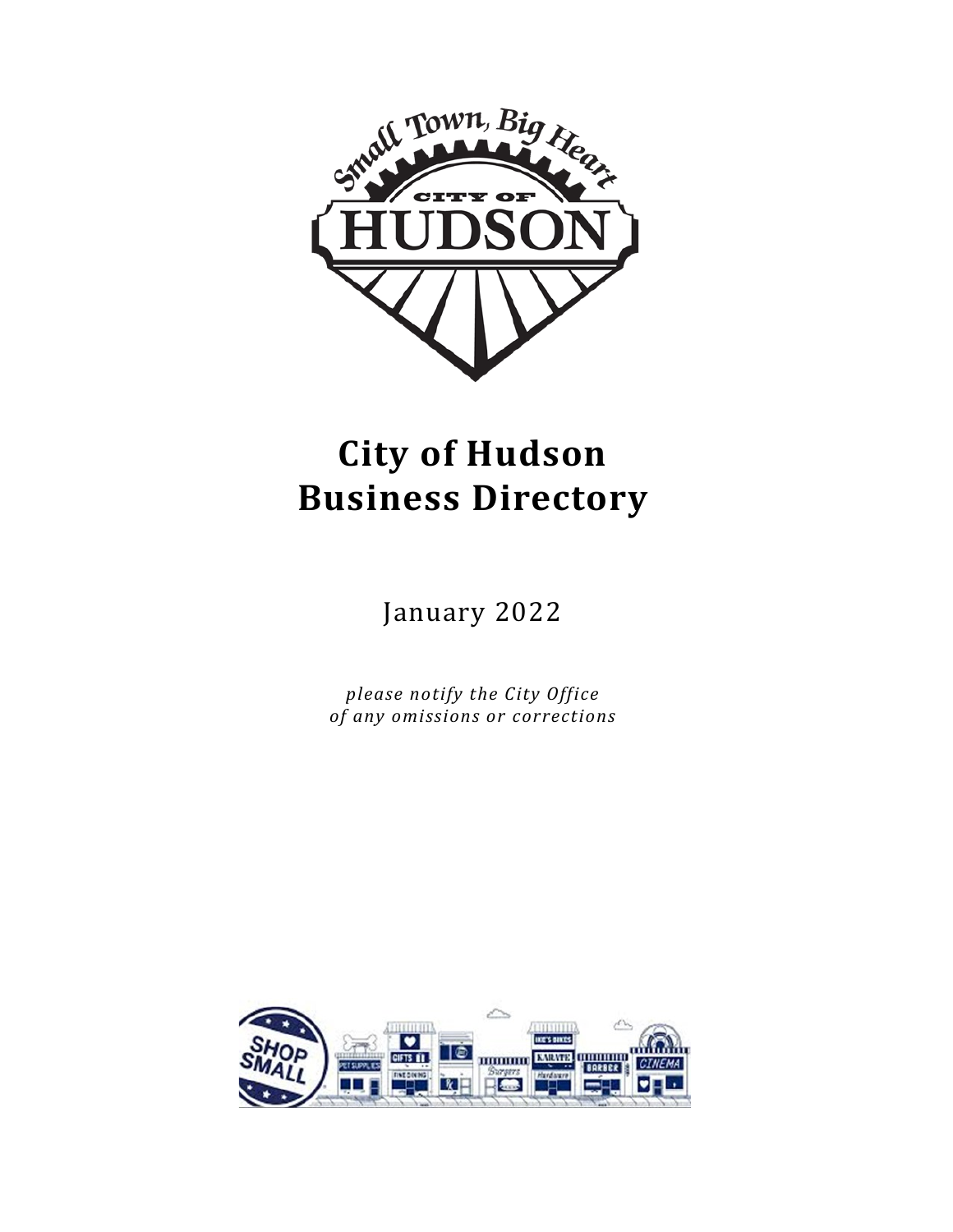# City of Hudson Business Directory

January 2022

*please notify the City Office of any omissions or corrections*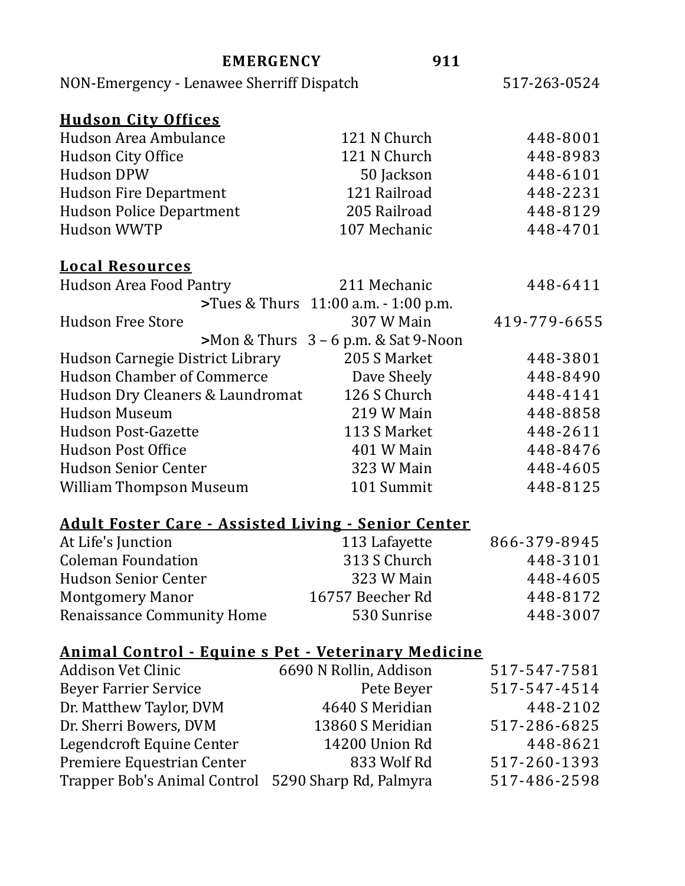**EMERGENCY 911**

NON-Emergency - Lenawee Sherriff Dispatch 517-263-0524

## Hudson City Offices

| | | |
|---|---|---|
| Hudson Area Ambulance | 121 N Church | 448-8001 |
| Hudson City Office | 121 N Church | 448-8983 |
| Hudson DPW | 50 Jackson | 448-6101 |
| Hudson Fire Department | 121 Railroad | 448-2231 |
| Hudson Police Department | 205 Railroad | 448-8129 |
| Hudson WWTP | 107 Mechanic | 448-4701 |

## Local Resources

| | | |
|---|---|---|
| Hudson Area Food Pantry | 211 Mechanic | 448-6411 |
| >Tues & Thurs | 11:00 a.m. - 1:00 p.m. | |
| Hudson Free Store | 307 W Main | 419-779-6655 |
| >Mon & Thurs | 3 – 6 p.m. & Sat 9-Noon | |
| Hudson Carnegie District Library | 205 S Market | 448-3801 |
| Hudson Chamber of Commerce | Dave Sheely | 448-8490 |
| Hudson Dry Cleaners & Laundromat | 126 S Church | 448-4141 |
| Hudson Museum | 219 W Main | 448-8858 |
| Hudson Post-Gazette | 113 S Market | 448-2611 |
| Hudson Post Office | 401 W Main | 448-8476 |
| Hudson Senior Center | 323 W Main | 448-4605 |
| William Thompson Museum | 101 Summit | 448-8125 |

## Adult Foster Care - Assisted Living - Senior Center

| | | |
|---|---|---|
| At Life's Junction | 113 Lafayette | 866-379-8945 |
| Coleman Foundation | 313 S Church | 448-3101 |
| Hudson Senior Center | 323 W Main | 448-4605 |
| Montgomery Manor | 16757 Beecher Rd | 448-8172 |
| Renaissance Community Home | 530 Sunrise | 448-3007 |

## Animal Control - Equine s Pet - Veterinary Medicine

| | | |
|---|---|---|
| Addison Vet Clinic | 6690 N Rollin, Addison | 517-547-7581 |
| Beyer Farrier Service | Pete Beyer | 517-547-4514 |
| Dr. Matthew Taylor, DVM | 4640 S Meridian | 448-2102 |
| Dr. Sherri Bowers, DVM | 13860 S Meridian | 517-286-6825 |
| Legendcroft Equine Center | 14200 Union Rd | 448-8621 |
| Premiere Equestrian Center | 833 Wolf Rd | 517-260-1393 |
| Trapper Bob's Animal Control | 5290 Sharp Rd, Palmyra | 517-486-2598 |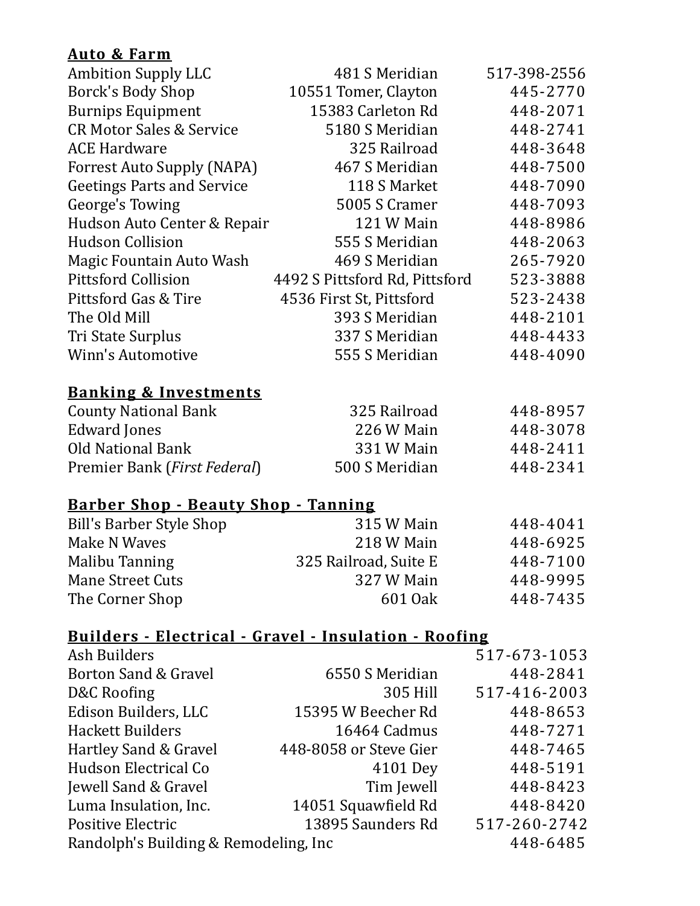**Auto & Farm**

| | | |
|---|---|---|
| Ambition Supply LLC | 481 S Meridian | 517-398-2556 |
| Borck's Body Shop | 10551 Tomer, Clayton | 445-2770 |
| Burnips Equipment | 15383 Carleton Rd | 448-2071 |
| CR Motor Sales & Service | 5180 S Meridian | 448-2741 |
| ACE Hardware | 325 Railroad | 448-3648 |
| Forrest Auto Supply (NAPA) | 467 S Meridian | 448-7500 |
| Geetings Parts and Service | 118 S Market | 448-7090 |
| George's Towing | 5005 S Cramer | 448-7093 |
| Hudson Auto Center & Repair | 121 W Main | 448-8986 |
| Hudson Collision | 555 S Meridian | 448-2063 |
| Magic Fountain Auto Wash | 469 S Meridian | 265-7920 |
| Pittsford Collision | 4492 S Pittsford Rd, Pittsford | 523-3888 |
| Pittsford Gas & Tire | 4536 First St, Pittsford | 523-2438 |
| The Old Mill | 393 S Meridian | 448-2101 |
| Tri State Surplus | 337 S Meridian | 448-4433 |
| Winn's Automotive | 555 S Meridian | 448-4090 |

**Banking & Investments**

| | | |
|---|---|---|
| County National Bank | 325 Railroad | 448-8957 |
| Edward Jones | 226 W Main | 448-3078 |
| Old National Bank | 331 W Main | 448-2411 |
| Premier Bank (*First Federal*) | 500 S Meridian | 448-2341 |

**Barber Shop - Beauty Shop - Tanning**

| | | |
|---|---|---|
| Bill's Barber Style Shop | 315 W Main | 448-4041 |
| Make N Waves | 218 W Main | 448-6925 |
| Malibu Tanning | 325 Railroad, Suite E | 448-7100 |
| Mane Street Cuts | 327 W Main | 448-9995 |
| The Corner Shop | 601 Oak | 448-7435 |

**Builders - Electrical - Gravel - Insulation - Roofing**

| | | |
|---|---|---|
| Ash Builders | | 517-673-1053 |
| Borton Sand & Gravel | 6550 S Meridian | 448-2841 |
| D&C Roofing | 305 Hill | 517-416-2003 |
| Edison Builders, LLC | 15395 W Beecher Rd | 448-8653 |
| Hackett Builders | 16464 Cadmus | 448-7271 |
| Hartley Sand & Gravel | 448-8058 or Steve Gier | 448-7465 |
| Hudson Electrical Co | 4101 Dey | 448-5191 |
| Jewell Sand & Gravel | Tim Jewell | 448-8423 |
| Luma Insulation, Inc. | 14051 Squawfield Rd | 448-8420 |
| Positive Electric | 13895 Saunders Rd | 517-260-2742 |
| Randolph's Building & Remodeling, Inc | | 448-6485 |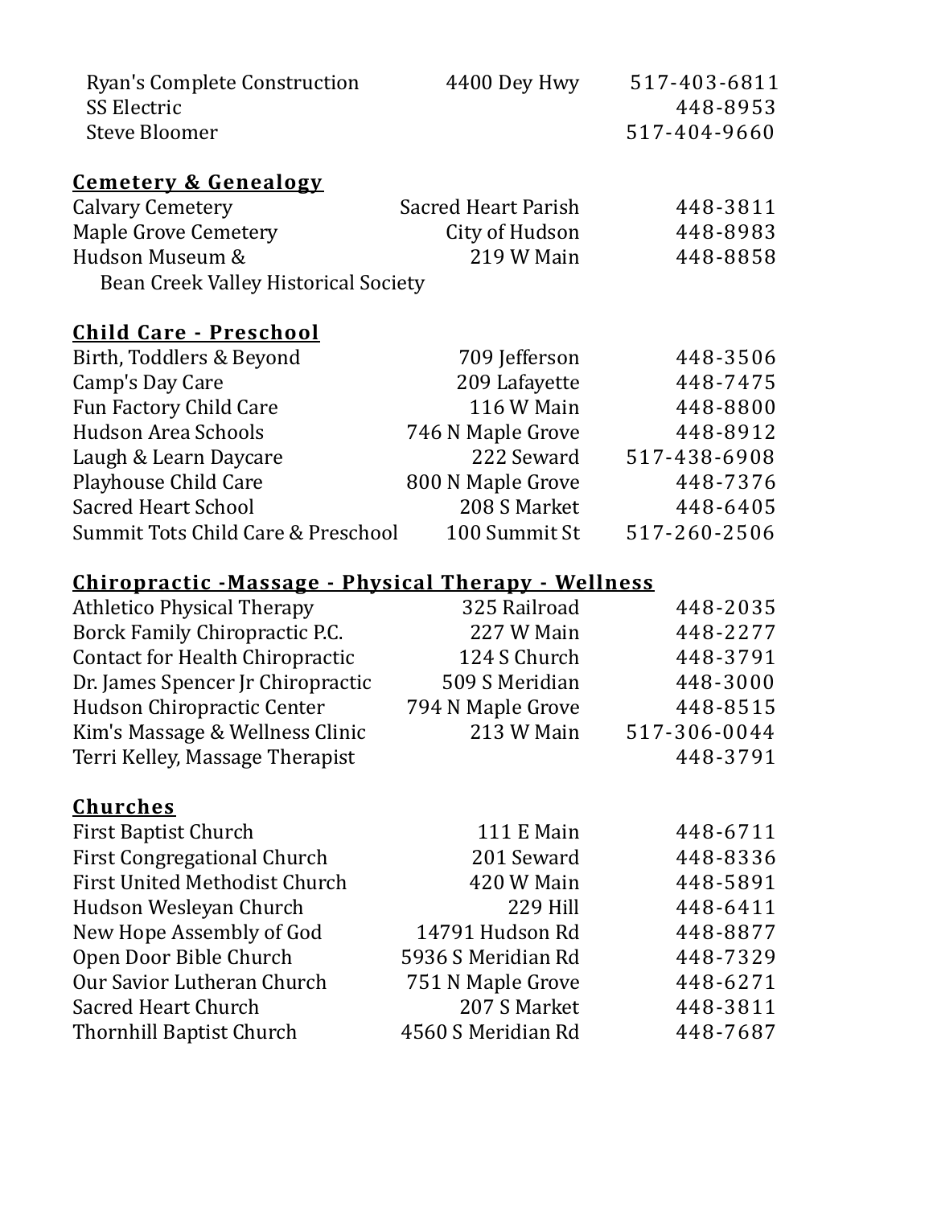| | | |
|---|---|---|
| Ryan's Complete Construction | 4400 Dey Hwy | 517-403-6811 |
| SS Electric | | 448-8953 |
| Steve Bloomer | | 517-404-9660 |

## **Cemetery & Genealogy**

| | | |
|---|---|---|
| Calvary Cemetery | Sacred Heart Parish | 448-3811 |
| Maple Grove Cemetery | City of Hudson | 448-8983 |
| Hudson Museum & Bean Creek Valley Historical Society | 219 W Main | 448-8858 |

## **Child Care - Preschool**

| | | |
|---|---|---|
| Birth, Toddlers & Beyond | 709 Jefferson | 448-3506 |
| Camp's Day Care | 209 Lafayette | 448-7475 |
| Fun Factory Child Care | 116 W Main | 448-8800 |
| Hudson Area Schools | 746 N Maple Grove | 448-8912 |
| Laugh & Learn Daycare | 222 Seward | 517-438-6908 |
| Playhouse Child Care | 800 N Maple Grove | 448-7376 |
| Sacred Heart School | 208 S Market | 448-6405 |
| Summit Tots Child Care & Preschool | 100 Summit St | 517-260-2506 |

## **Chiropractic -Massage - Physical Therapy - Wellness**

| | | |
|---|---|---|
| Athletico Physical Therapy | 325 Railroad | 448-2035 |
| Borck Family Chiropractic P.C. | 227 W Main | 448-2277 |
| Contact for Health Chiropractic | 124 S Church | 448-3791 |
| Dr. James Spencer Jr Chiropractic | 509 S Meridian | 448-3000 |
| Hudson Chiropractic Center | 794 N Maple Grove | 448-8515 |
| Kim's Massage & Wellness Clinic | 213 W Main | 517-306-0044 |
| Terri Kelley, Massage Therapist | | 448-3791 |

## **Churches**

| | | |
|---|---|---|
| First Baptist Church | 111 E Main | 448-6711 |
| First Congregational Church | 201 Seward | 448-8336 |
| First United Methodist Church | 420 W Main | 448-5891 |
| Hudson Wesleyan Church | 229 Hill | 448-6411 |
| New Hope Assembly of God | 14791 Hudson Rd | 448-8877 |
| Open Door Bible Church | 5936 S Meridian Rd | 448-7329 |
| Our Savior Lutheran Church | 751 N Maple Grove | 448-6271 |
| Sacred Heart Church | 207 S Market | 448-3811 |
| Thornhill Baptist Church | 4560 S Meridian Rd | 448-7687 |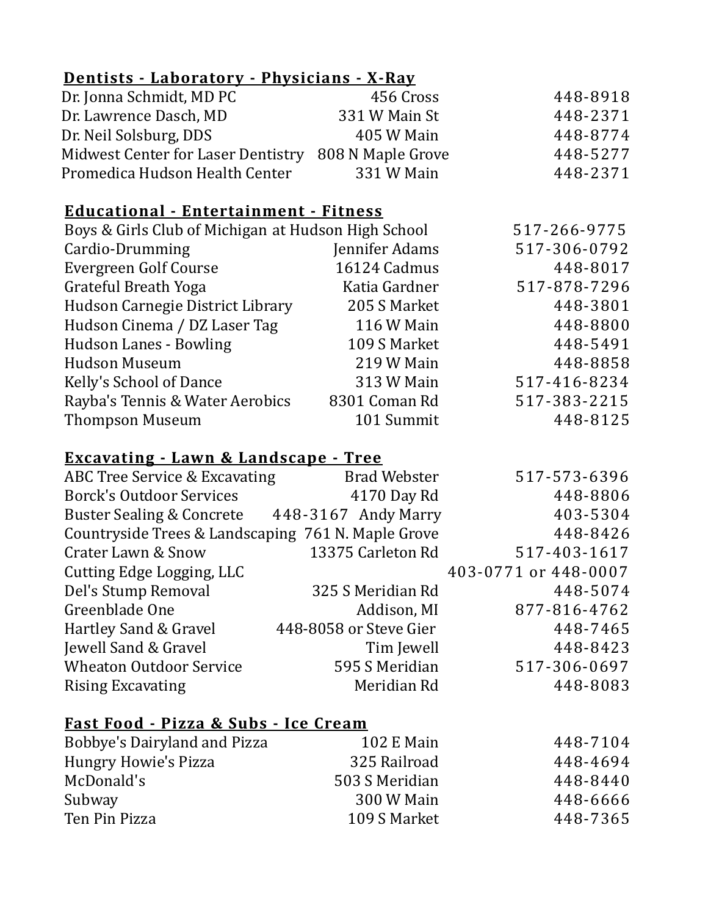## Dentists - Laboratory - Physicians - X-Ray

| | | |
|---|---|---|
| Dr. Jonna Schmidt, MD PC | 456 Cross | 448-8918 |
| Dr. Lawrence Dasch, MD | 331 W Main St | 448-2371 |
| Dr. Neil Solsburg, DDS | 405 W Main | 448-8774 |
| Midwest Center for Laser Dentistry | 808 N Maple Grove | 448-5277 |
| Promedica Hudson Health Center | 331 W Main | 448-2371 |

## Educational - Entertainment - Fitness

| | | |
|---|---|---|
| Boys & Girls Club of Michigan at Hudson High School | | 517-266-9775 |
| Cardio-Drumming | Jennifer Adams | 517-306-0792 |
| Evergreen Golf Course | 16124 Cadmus | 448-8017 |
| Grateful Breath Yoga | Katia Gardner | 517-878-7296 |
| Hudson Carnegie District Library | 205 S Market | 448-3801 |
| Hudson Cinema / DZ Laser Tag | 116 W Main | 448-8800 |
| Hudson Lanes - Bowling | 109 S Market | 448-5491 |
| Hudson Museum | 219 W Main | 448-8858 |
| Kelly's School of Dance | 313 W Main | 517-416-8234 |
| Rayba's Tennis & Water Aerobics | 8301 Coman Rd | 517-383-2215 |
| Thompson Museum | 101 Summit | 448-8125 |

## Excavating - Lawn & Landscape - Tree

| | | |
|---|---|---|
| ABC Tree Service & Excavating | Brad Webster | 517-573-6396 |
| Borck's Outdoor Services | 4170 Day Rd | 448-8806 |
| Buster Sealing & Concrete | 448-3167 Andy Marry | 403-5304 |
| Countryside Trees & Landscaping | 761 N. Maple Grove | 448-8426 |
| Crater Lawn & Snow | 13375 Carleton Rd | 517-403-1617 |
| Cutting Edge Logging, LLC | | 403-0771 or 448-0007 |
| Del's Stump Removal | 325 S Meridian Rd | 448-5074 |
| Greenblade One | Addison, MI | 877-816-4762 |
| Hartley Sand & Gravel | 448-8058 or Steve Gier | 448-7465 |
| Jewell Sand & Gravel | Tim Jewell | 448-8423 |
| Wheaton Outdoor Service | 595 S Meridian | 517-306-0697 |
| Rising Excavating | Meridian Rd | 448-8083 |

## Fast Food - Pizza & Subs - Ice Cream

| | | |
|---|---|---|
| Bobbye's Dairyland and Pizza | 102 E Main | 448-7104 |
| Hungry Howie's Pizza | 325 Railroad | 448-4694 |
| McDonald's | 503 S Meridian | 448-8440 |
| Subway | 300 W Main | 448-6666 |
| Ten Pin Pizza | 109 S Market | 448-7365 |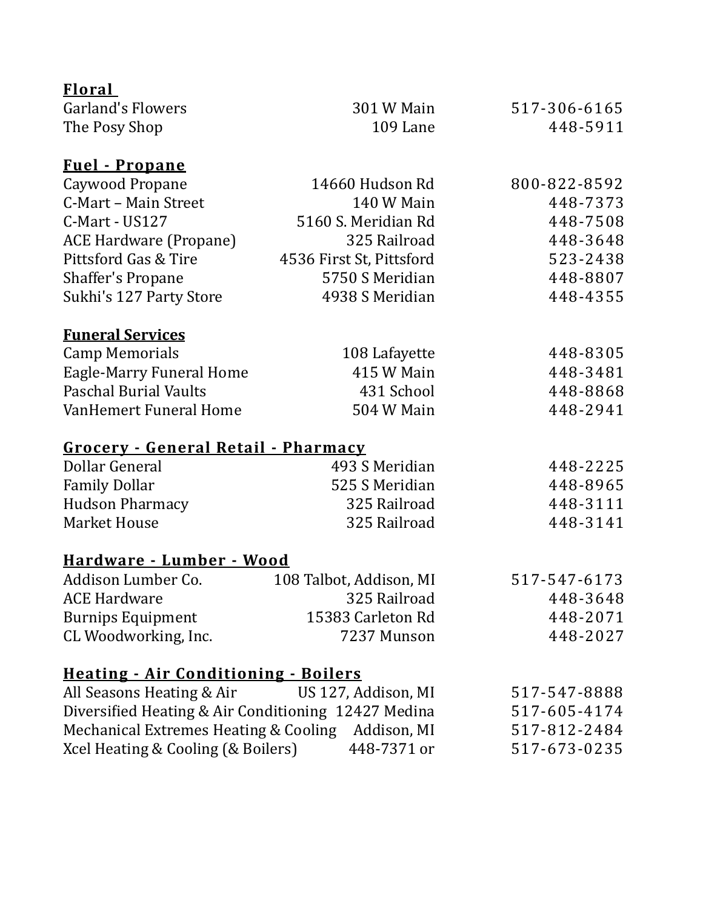**Floral**

| | | |
|---|---|---|
| Garland's Flowers | 301 W Main | 517-306-6165 |
| The Posy Shop | 109 Lane | 448-5911 |

**Fuel - Propane**

| | | |
|---|---|---|
| Caywood Propane | 14660 Hudson Rd | 800-822-8592 |
| C-Mart – Main Street | 140 W Main | 448-7373 |
| C-Mart - US127 | 5160 S. Meridian Rd | 448-7508 |
| ACE Hardware (Propane) | 325 Railroad | 448-3648 |
| Pittsford Gas & Tire | 4536 First St, Pittsford | 523-2438 |
| Shaffer's Propane | 5750 S Meridian | 448-8807 |
| Sukhi's 127 Party Store | 4938 S Meridian | 448-4355 |

**Funeral Services**

| | | |
|---|---|---|
| Camp Memorials | 108 Lafayette | 448-8305 |
| Eagle-Marry Funeral Home | 415 W Main | 448-3481 |
| Paschal Burial Vaults | 431 School | 448-8868 |
| VanHemert Funeral Home | 504 W Main | 448-2941 |

**Grocery - General Retail - Pharmacy**

| | | |
|---|---|---|
| Dollar General | 493 S Meridian | 448-2225 |
| Family Dollar | 525 S Meridian | 448-8965 |
| Hudson Pharmacy | 325 Railroad | 448-3111 |
| Market House | 325 Railroad | 448-3141 |

**Hardware - Lumber - Wood**

| | | |
|---|---|---|
| Addison Lumber Co. | 108 Talbot, Addison, MI | 517-547-6173 |
| ACE Hardware | 325 Railroad | 448-3648 |
| Burnips Equipment | 15383 Carleton Rd | 448-2071 |
| CL Woodworking, Inc. | 7237 Munson | 448-2027 |

**Heating - Air Conditioning - Boilers**

| | | |
|---|---|---|
| All Seasons Heating & Air | US 127, Addison, MI | 517-547-8888 |
| Diversified Heating & Air Conditioning | 12427 Medina | 517-605-4174 |
| Mechanical Extremes Heating & Cooling | Addison, MI | 517-812-2484 |
| Xcel Heating & Cooling (& Boilers) | 448-7371 or | 517-673-0235 |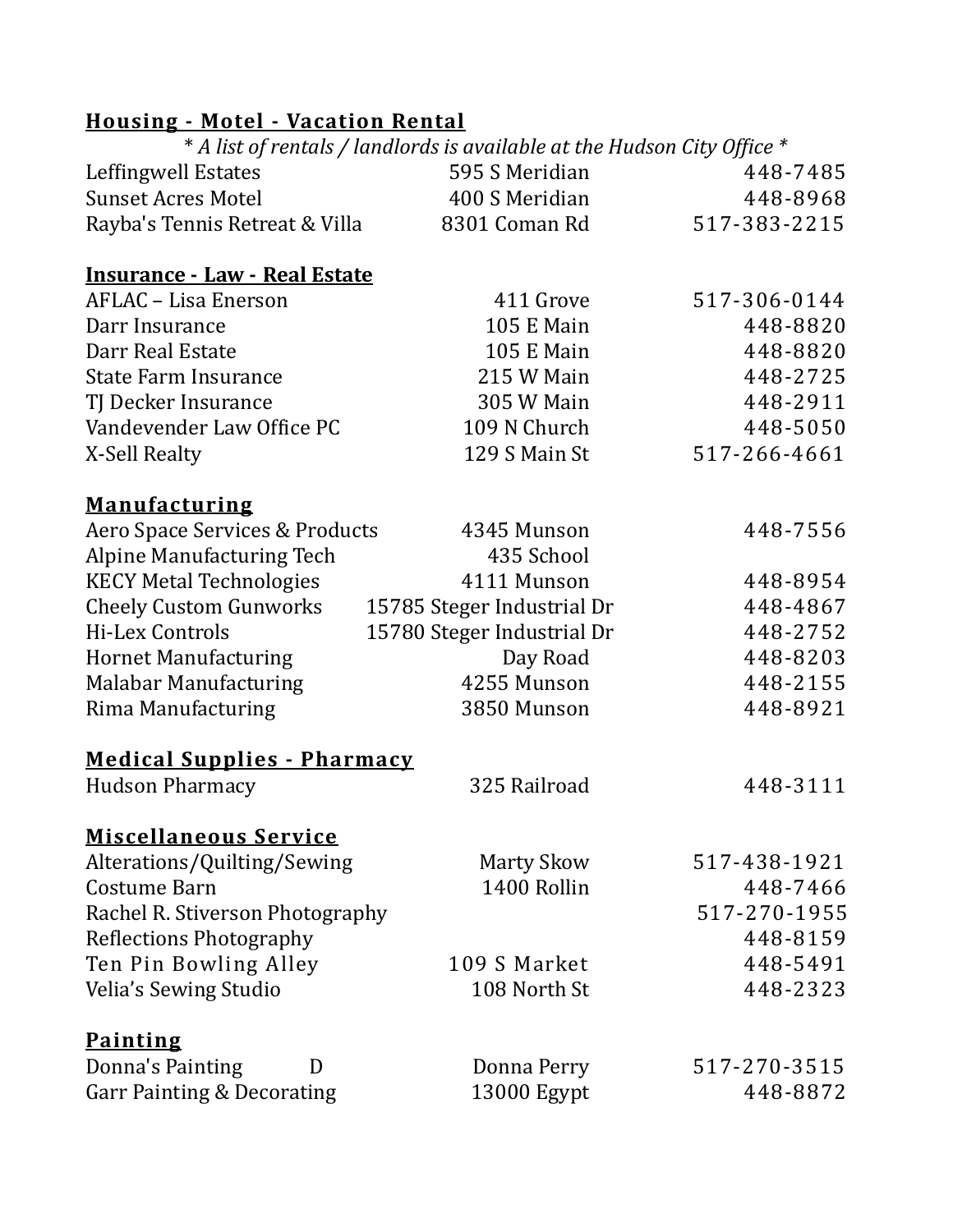## Housing - Motel - Vacation Rental

*\* A list of rentals / landlords is available at the Hudson City Office \**

| | | |
|---|---|---|
| Leffingwell Estates | 595 S Meridian | 448-7485 |
| Sunset Acres Motel | 400 S Meridian | 448-8968 |
| Rayba's Tennis Retreat & Villa | 8301 Coman Rd | 517-383-2215 |

## Insurance - Law - Real Estate

| | | |
|---|---|---|
| AFLAC – Lisa Enerson | 411 Grove | 517-306-0144 |
| Darr Insurance | 105 E Main | 448-8820 |
| Darr Real Estate | 105 E Main | 448-8820 |
| State Farm Insurance | 215 W Main | 448-2725 |
| TJ Decker Insurance | 305 W Main | 448-2911 |
| Vandevender Law Office PC | 109 N Church | 448-5050 |
| X-Sell Realty | 129 S Main St | 517-266-4661 |

## Manufacturing

| | | |
|---|---|---|
| Aero Space Services & Products | 4345 Munson | 448-7556 |
| Alpine Manufacturing Tech | 435 School | |
| KECY Metal Technologies | 4111 Munson | 448-8954 |
| Cheely Custom Gunworks | 15785 Steger Industrial Dr | 448-4867 |
| Hi-Lex Controls | 15780 Steger Industrial Dr | 448-2752 |
| Hornet Manufacturing | Day Road | 448-8203 |
| Malabar Manufacturing | 4255 Munson | 448-2155 |
| Rima Manufacturing | 3850 Munson | 448-8921 |

## Medical Supplies - Pharmacy

| | | |
|---|---|---|
| Hudson Pharmacy | 325 Railroad | 448-3111 |

## Miscellaneous Service

| | | |
|---|---|---|
| Alterations/Quilting/Sewing | Marty Skow | 517-438-1921 |
| Costume Barn | 1400 Rollin | 448-7466 |
| Rachel R. Stiverson Photography | | 517-270-1955 |
| Reflections Photography | | 448-8159 |
| Ten Pin Bowling Alley | 109 S Market | 448-5491 |
| Velia's Sewing Studio | 108 North St | 448-2323 |

## Painting

| | | |
|---|---|---|
| Donna's Painting D | Donna Perry | 517-270-3515 |
| Garr Painting & Decorating | 13000 Egypt | 448-8872 |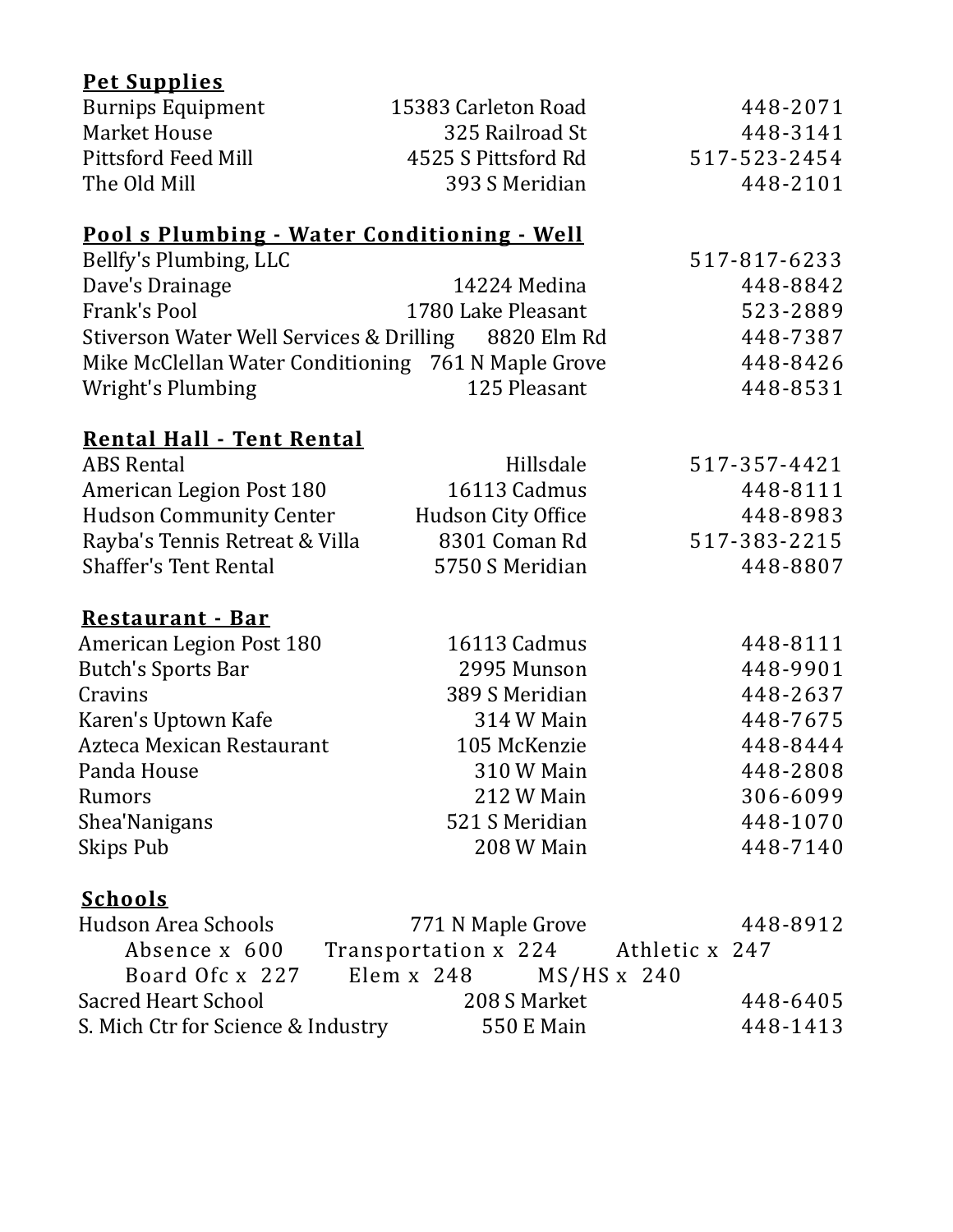**Pet Supplies**

| | | |
|---|---|---|
| Burnips Equipment | 15383 Carleton Road | 448-2071 |
| Market House | 325 Railroad St | 448-3141 |
| Pittsford Feed Mill | 4525 S Pittsford Rd | 517-523-2454 |
| The Old Mill | 393 S Meridian | 448-2101 |

**Pool s Plumbing - Water Conditioning - Well**

| | | |
|---|---|---|
| Bellfy's Plumbing, LLC | | 517-817-6233 |
| Dave's Drainage | 14224 Medina | 448-8842 |
| Frank's Pool | 1780 Lake Pleasant | 523-2889 |
| Stiverson Water Well Services & Drilling | 8820 Elm Rd | 448-7387 |
| Mike McClellan Water Conditioning | 761 N Maple Grove | 448-8426 |
| Wright's Plumbing | 125 Pleasant | 448-8531 |

**Rental Hall - Tent Rental**

| | | |
|---|---|---|
| ABS Rental | Hillsdale | 517-357-4421 |
| American Legion Post 180 | 16113 Cadmus | 448-8111 |
| Hudson Community Center | Hudson City Office | 448-8983 |
| Rayba's Tennis Retreat & Villa | 8301 Coman Rd | 517-383-2215 |
| Shaffer's Tent Rental | 5750 S Meridian | 448-8807 |

**Restaurant - Bar**

| | | |
|---|---|---|
| American Legion Post 180 | 16113 Cadmus | 448-8111 |
| Butch's Sports Bar | 2995 Munson | 448-9901 |
| Cravins | 389 S Meridian | 448-2637 |
| Karen's Uptown Kafe | 314 W Main | 448-7675 |
| Azteca Mexican Restaurant | 105 McKenzie | 448-8444 |
| Panda House | 310 W Main | 448-2808 |
| Rumors | 212 W Main | 306-6099 |
| Shea'Nanigans | 521 S Meridian | 448-1070 |
| Skips Pub | 208 W Main | 448-7140 |

**Schools**

| | | |
|---|---|---|
| Hudson Area Schools | 771 N Maple Grove | 448-8912 |

Absence x 600 Transportation x 224 Athletic x 247
Board Ofc x 227 Elem x 248 MS/HS x 240

| | | |
|---|---|---|
| Sacred Heart School | 208 S Market | 448-6405 |
| S. Mich Ctr for Science & Industry | 550 E Main | 448-1413 |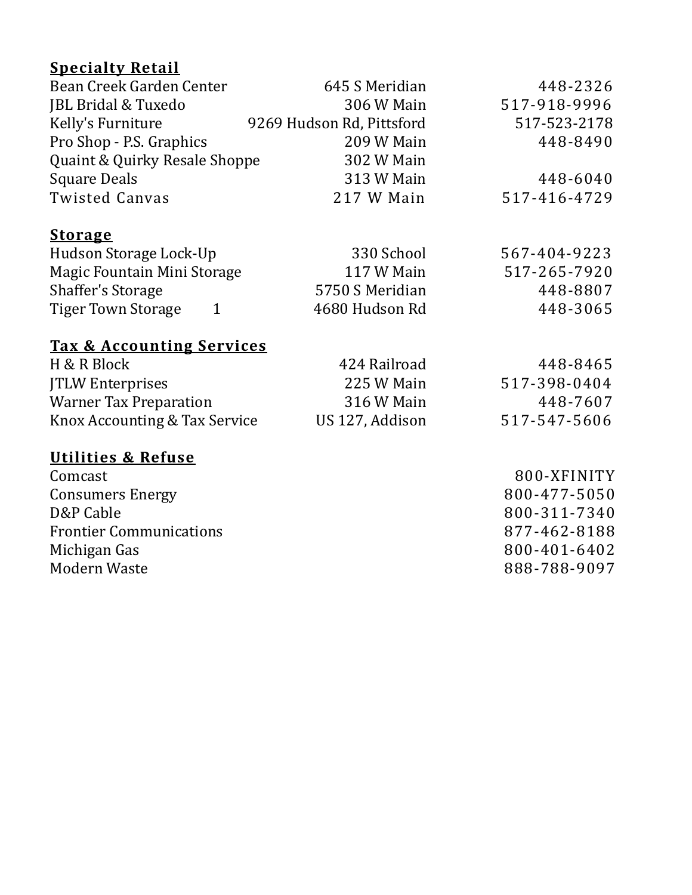**Specialty Retail**

| | | |
|---|---|---|
| Bean Creek Garden Center | 645 S Meridian | 448-2326 |
| JBL Bridal & Tuxedo | 306 W Main | 517-918-9996 |
| Kelly's Furniture | 9269 Hudson Rd, Pittsford | 517-523-2178 |
| Pro Shop - P.S. Graphics | 209 W Main | 448-8490 |
| Quaint & Quirky Resale Shoppe | 302 W Main | |
| Square Deals | 313 W Main | 448-6040 |
| Twisted Canvas | 217 W Main | 517-416-4729 |

**Storage**

| | | |
|---|---|---|
| Hudson Storage Lock-Up | 330 School | 567-404-9223 |
| Magic Fountain Mini Storage | 117 W Main | 517-265-7920 |
| Shaffer's Storage | 5750 S Meridian | 448-8807 |
| Tiger Town Storage 1 | 4680 Hudson Rd | 448-3065 |

**Tax & Accounting Services**

| | | |
|---|---|---|
| H & R Block | 424 Railroad | 448-8465 |
| JTLW Enterprises | 225 W Main | 517-398-0404 |
| Warner Tax Preparation | 316 W Main | 448-7607 |
| Knox Accounting & Tax Service | US 127, Addison | 517-547-5606 |

**Utilities & Refuse**

| | |
|---|---|
| Comcast | 800-XFINITY |
| Consumers Energy | 800-477-5050 |
| D&P Cable | 800-311-7340 |
| Frontier Communications | 877-462-8188 |
| Michigan Gas | 800-401-6402 |
| Modern Waste | 888-788-9097 |